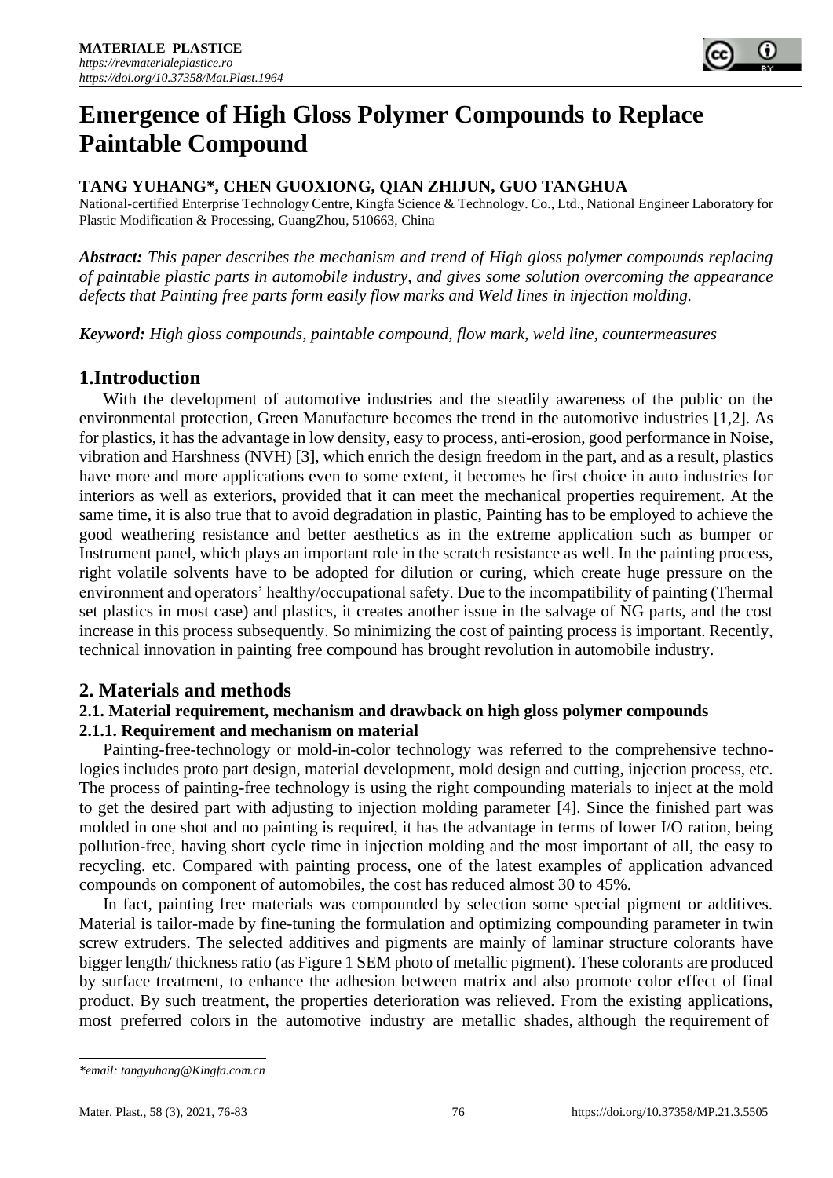# Emergence of High Gloss Polymer Compounds to Replace Paintable Compound

**TANG YUHANG*, CHEN GUOXIONG, QIAN ZHIJUN, GUO TANGHUA**

National-certified Enterprise Technology Centre, Kingfa Science & Technology. Co., Ltd., National Engineer Laboratory for Plastic Modification & Processing, GuangZhou, 510663, China

***Abstract:*** *This paper describes the mechanism and trend of High gloss polymer compounds replacing of paintable plastic parts in automobile industry, and gives some solution overcoming the appearance defects that Painting free parts form easily flow marks and Weld lines in injection molding.*

***Keyword:*** *High gloss compounds, paintable compound, flow mark, weld line, countermeasures*

## 1.Introduction

With the development of automotive industries and the steadily awareness of the public on the environmental protection, Green Manufacture becomes the trend in the automotive industries [1,2]. As for plastics, it has the advantage in low density, easy to process, anti-erosion, good performance in Noise, vibration and Harshness (NVH) [3], which enrich the design freedom in the part, and as a result, plastics have more and more applications even to some extent, it becomes he first choice in auto industries for interiors as well as exteriors, provided that it can meet the mechanical properties requirement. At the same time, it is also true that to avoid degradation in plastic, Painting has to be employed to achieve the good weathering resistance and better aesthetics as in the extreme application such as bumper or Instrument panel, which plays an important role in the scratch resistance as well. In the painting process, right volatile solvents have to be adopted for dilution or curing, which create huge pressure on the environment and operators' healthy/occupational safety. Due to the incompatibility of painting (Thermal set plastics in most case) and plastics, it creates another issue in the salvage of NG parts, and the cost increase in this process subsequently. So minimizing the cost of painting process is important. Recently, technical innovation in painting free compound has brought revolution in automobile industry.

## 2. Materials and methods

### 2.1. Material requirement, mechanism and drawback on high gloss polymer compounds

### 2.1.1. Requirement and mechanism on material

Painting-free-technology or mold-in-color technology was referred to the comprehensive technologies includes proto part design, material development, mold design and cutting, injection process, etc. The process of painting-free technology is using the right compounding materials to inject at the mold to get the desired part with adjusting to injection molding parameter [4]. Since the finished part was molded in one shot and no painting is required, it has the advantage in terms of lower I/O ration, being pollution-free, having short cycle time in injection molding and the most important of all, the easy to recycling. etc. Compared with painting process, one of the latest examples of application advanced compounds on component of automobiles, the cost has reduced almost 30 to 45%.

In fact, painting free materials was compounded by selection some special pigment or additives. Material is tailor-made by fine-tuning the formulation and optimizing compounding parameter in twin screw extruders. The selected additives and pigments are mainly of laminar structure colorants have bigger length/ thickness ratio (as Figure 1 SEM photo of metallic pigment). These colorants are produced by surface treatment, to enhance the adhesion between matrix and also promote color effect of final product. By such treatment, the properties deterioration was relieved. From the existing applications, most preferred colors in the automotive industry are metallic shades, although the requirement of

*\*email: tangyuhang@Kingfa.com.cn*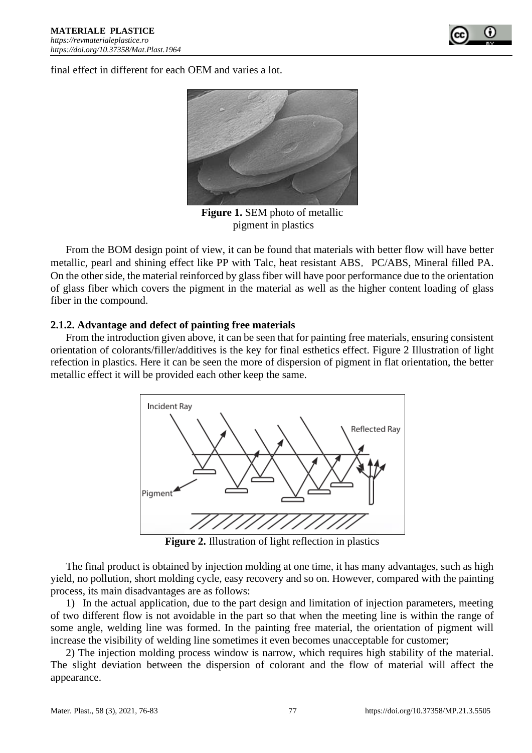final effect in different for each OEM and varies a lot.

**Figure 1.** SEM photo of metallic pigment in plastics

From the BOM design point of view, it can be found that materials with better flow will have better metallic, pearl and shining effect like PP with Talc, heat resistant ABS, PC/ABS, Mineral filled PA. On the other side, the material reinforced by glass fiber will have poor performance due to the orientation of glass fiber which covers the pigment in the material as well as the higher content loading of glass fiber in the compound.

### 2.1.2. Advantage and defect of painting free materials

From the introduction given above, it can be seen that for painting free materials, ensuring consistent orientation of colorants/filler/additives is the key for final esthetics effect. Figure 2 Illustration of light refection in plastics. Here it can be seen the more of dispersion of pigment in flat orientation, the better metallic effect it will be provided each other keep the same.

**Figure 2.** Illustration of light reflection in plastics

The final product is obtained by injection molding at one time, it has many advantages, such as high yield, no pollution, short molding cycle, easy recovery and so on. However, compared with the painting process, its main disadvantages are as follows:

1) In the actual application, due to the part design and limitation of injection parameters, meeting of two different flow is not avoidable in the part so that when the meeting line is within the range of some angle, welding line was formed. In the painting free material, the orientation of pigment will increase the visibility of welding line sometimes it even becomes unacceptable for customer;

2) The injection molding process window is narrow, which requires high stability of the material. The slight deviation between the dispersion of colorant and the flow of material will affect the appearance.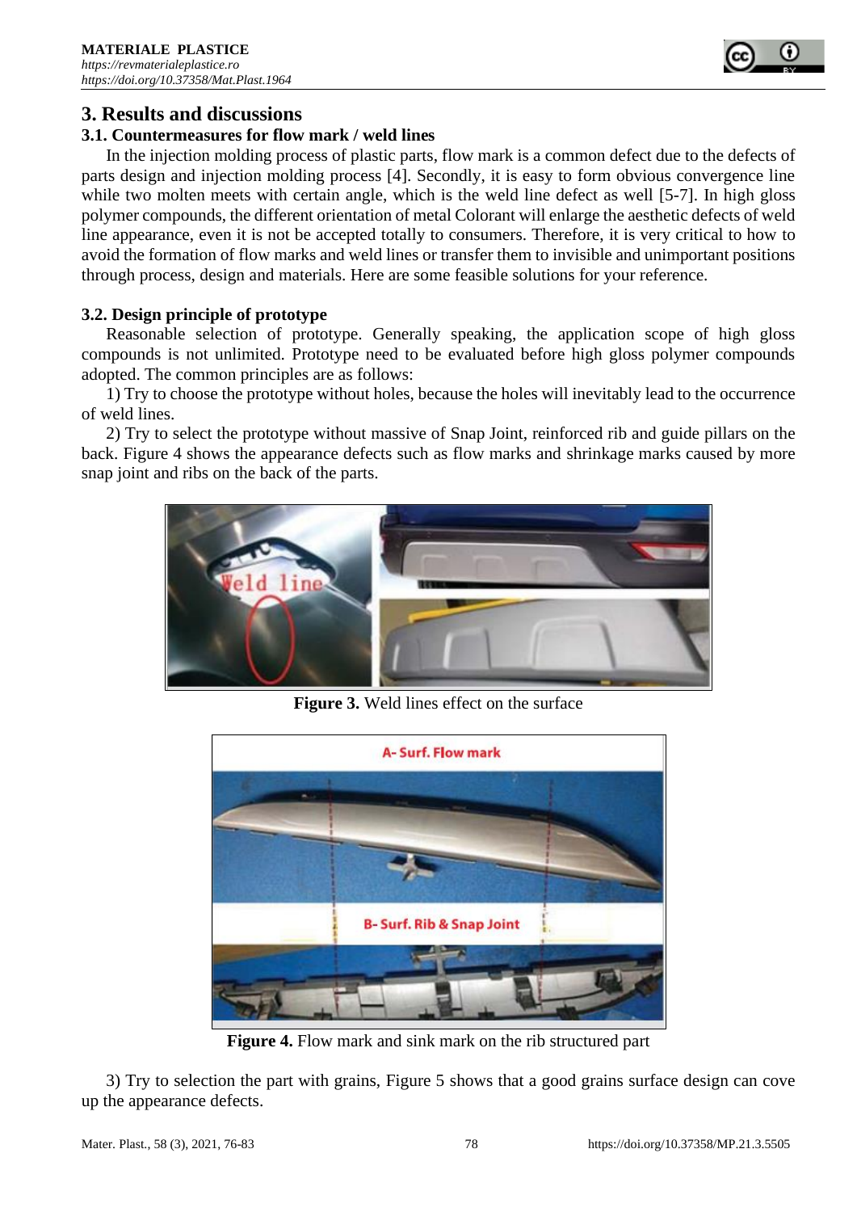## 3. Results and discussions

### 3.1. Countermeasures for flow mark / weld lines

In the injection molding process of plastic parts, flow mark is a common defect due to the defects of parts design and injection molding process [4]. Secondly, it is easy to form obvious convergence line while two molten meets with certain angle, which is the weld line defect as well [5-7]. In high gloss polymer compounds, the different orientation of metal Colorant will enlarge the aesthetic defects of weld line appearance, even it is not be accepted totally to consumers. Therefore, it is very critical to how to avoid the formation of flow marks and weld lines or transfer them to invisible and unimportant positions through process, design and materials. Here are some feasible solutions for your reference.

### 3.2. Design principle of prototype

Reasonable selection of prototype. Generally speaking, the application scope of high gloss compounds is not unlimited. Prototype need to be evaluated before high gloss polymer compounds adopted. The common principles are as follows:

1) Try to choose the prototype without holes, because the holes will inevitably lead to the occurrence of weld lines.

2) Try to select the prototype without massive of Snap Joint, reinforced rib and guide pillars on the back. Figure 4 shows the appearance defects such as flow marks and shrinkage marks caused by more snap joint and ribs on the back of the parts.

**Figure 3.** Weld lines effect on the surface

**Figure 4.** Flow mark and sink mark on the rib structured part

3) Try to selection the part with grains, Figure 5 shows that a good grains surface design can cove up the appearance defects.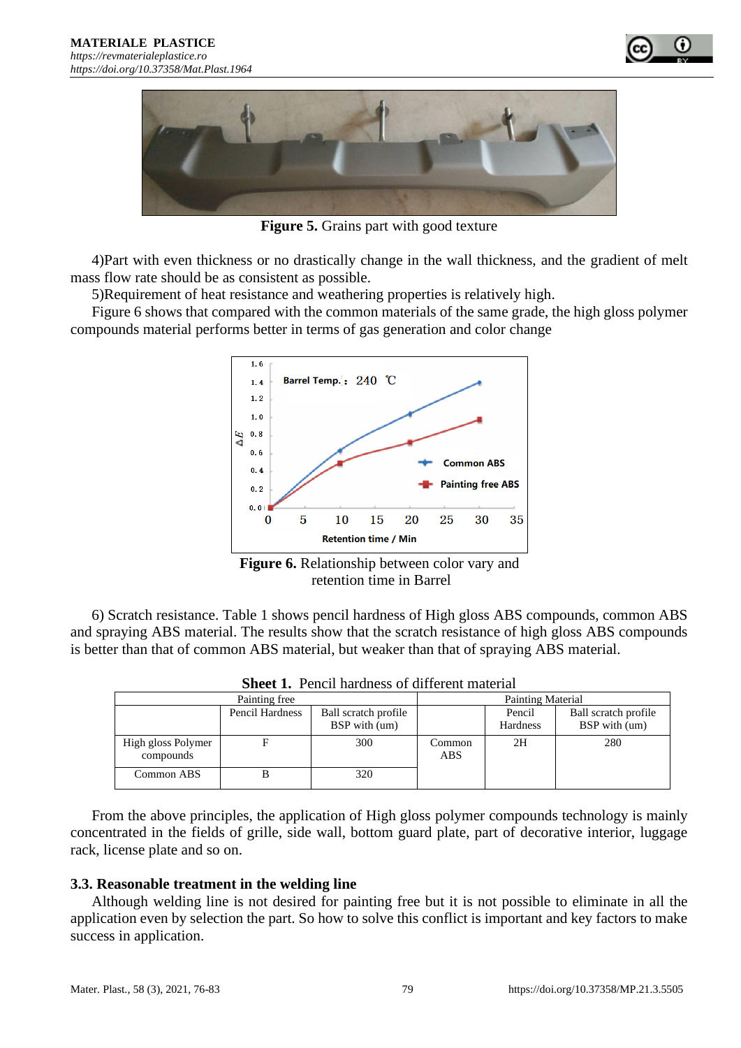**Figure 5.** Grains part with good texture

4)Part with even thickness or no drastically change in the wall thickness, and the gradient of melt mass flow rate should be as consistent as possible.

5)Requirement of heat resistance and weathering properties is relatively high.

Figure 6 shows that compared with the common materials of the same grade, the high gloss polymer compounds material performs better in terms of gas generation and color change

**Figure 6.** Relationship between color vary and retention time in Barrel

6) Scratch resistance. Table 1 shows pencil hardness of High gloss ABS compounds, common ABS and spraying ABS material. The results show that the scratch resistance of high gloss ABS compounds is better than that of common ABS material, but weaker than that of spraying ABS material.

**Sheet 1.** Pencil hardness of different material

| Painting free | | | Painting Material | | |
|---|---|---|---|---|---|
| | Pencil Hardness | Ball scratch profile BSP with (um) | | Pencil Hardness | Ball scratch profile BSP with (um) |
| High gloss Polymer compounds | F | 300 | Common ABS | 2H | 280 |
| Common ABS | B | 320 | | | |

From the above principles, the application of High gloss polymer compounds technology is mainly concentrated in the fields of grille, side wall, bottom guard plate, part of decorative interior, luggage rack, license plate and so on.

### 3.3. Reasonable treatment in the welding line

Although welding line is not desired for painting free but it is not possible to eliminate in all the application even by selection the part. So how to solve this conflict is important and key factors to make success in application.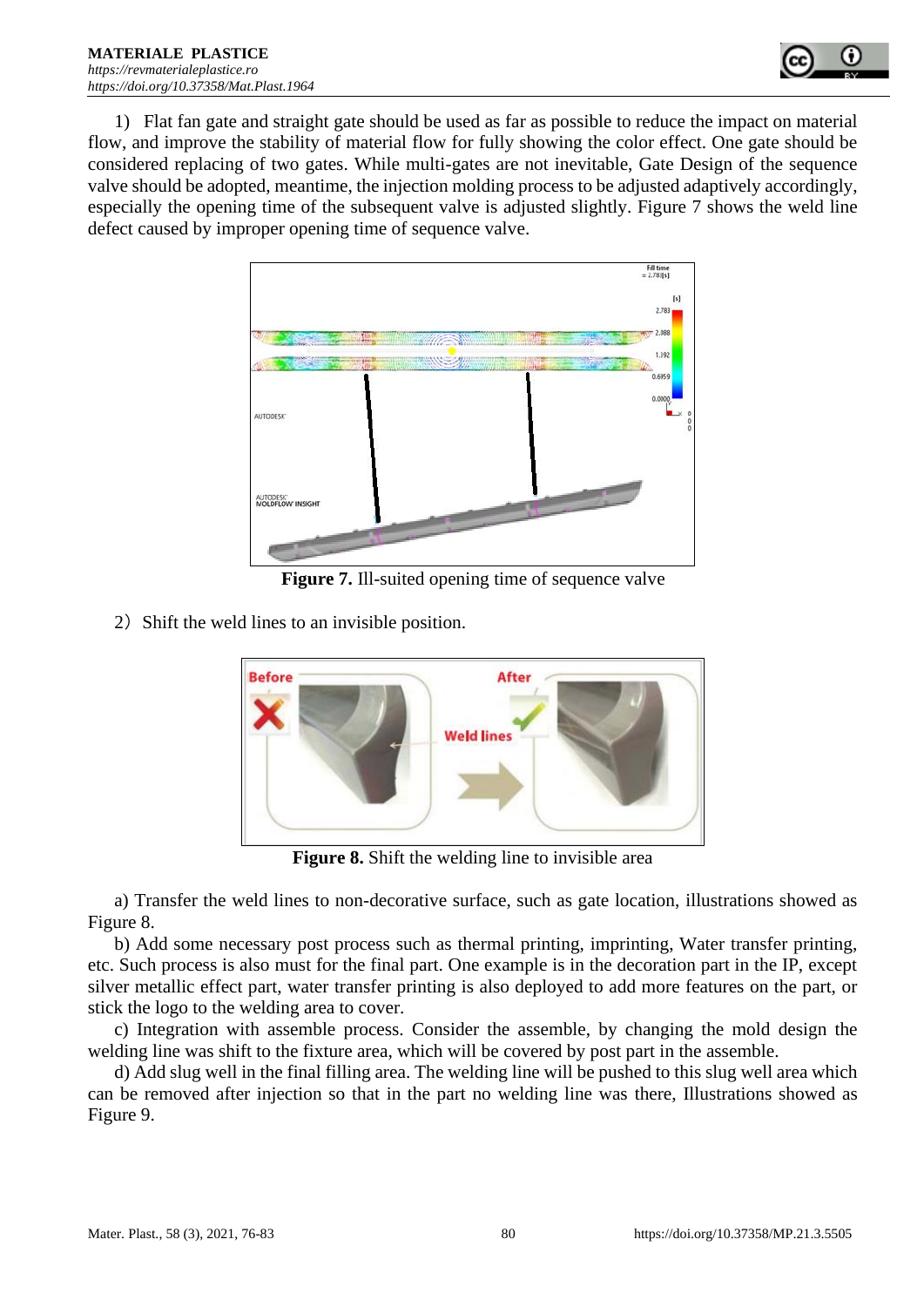1) Flat fan gate and straight gate should be used as far as possible to reduce the impact on material flow, and improve the stability of material flow for fully showing the color effect. One gate should be considered replacing of two gates. While multi-gates are not inevitable, Gate Design of the sequence valve should be adopted, meantime, the injection molding process to be adjusted adaptively accordingly, especially the opening time of the subsequent valve is adjusted slightly. Figure 7 shows the weld line defect caused by improper opening time of sequence valve.

**Figure 7.** Ill-suited opening time of sequence valve

2）Shift the weld lines to an invisible position.

**Figure 8.** Shift the welding line to invisible area

a) Transfer the weld lines to non-decorative surface, such as gate location, illustrations showed as Figure 8.

b) Add some necessary post process such as thermal printing, imprinting, Water transfer printing, etc. Such process is also must for the final part. One example is in the decoration part in the IP, except silver metallic effect part, water transfer printing is also deployed to add more features on the part, or stick the logo to the welding area to cover.

c) Integration with assemble process. Consider the assemble, by changing the mold design the welding line was shift to the fixture area, which will be covered by post part in the assemble.

d) Add slug well in the final filling area. The welding line will be pushed to this slug well area which can be removed after injection so that in the part no welding line was there, Illustrations showed as Figure 9.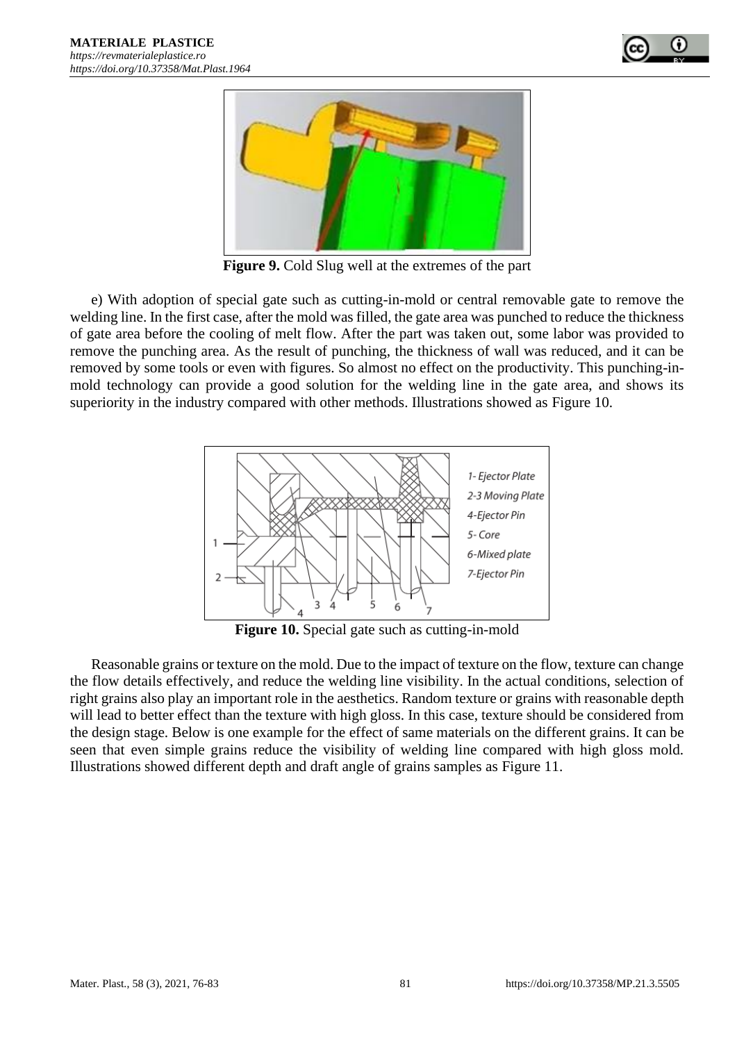**Figure 9.** Cold Slug well at the extremes of the part

e) With adoption of special gate such as cutting-in-mold or central removable gate to remove the welding line. In the first case, after the mold was filled, the gate area was punched to reduce the thickness of gate area before the cooling of melt flow. After the part was taken out, some labor was provided to remove the punching area. As the result of punching, the thickness of wall was reduced, and it can be removed by some tools or even with figures. So almost no effect on the productivity. This punching-in-mold technology can provide a good solution for the welding line in the gate area, and shows its superiority in the industry compared with other methods. Illustrations showed as Figure 10.

**Figure 10.** Special gate such as cutting-in-mold

Reasonable grains or texture on the mold. Due to the impact of texture on the flow, texture can change the flow details effectively, and reduce the welding line visibility. In the actual conditions, selection of right grains also play an important role in the aesthetics. Random texture or grains with reasonable depth will lead to better effect than the texture with high gloss. In this case, texture should be considered from the design stage. Below is one example for the effect of same materials on the different grains. It can be seen that even simple grains reduce the visibility of welding line compared with high gloss mold. Illustrations showed different depth and draft angle of grains samples as Figure 11.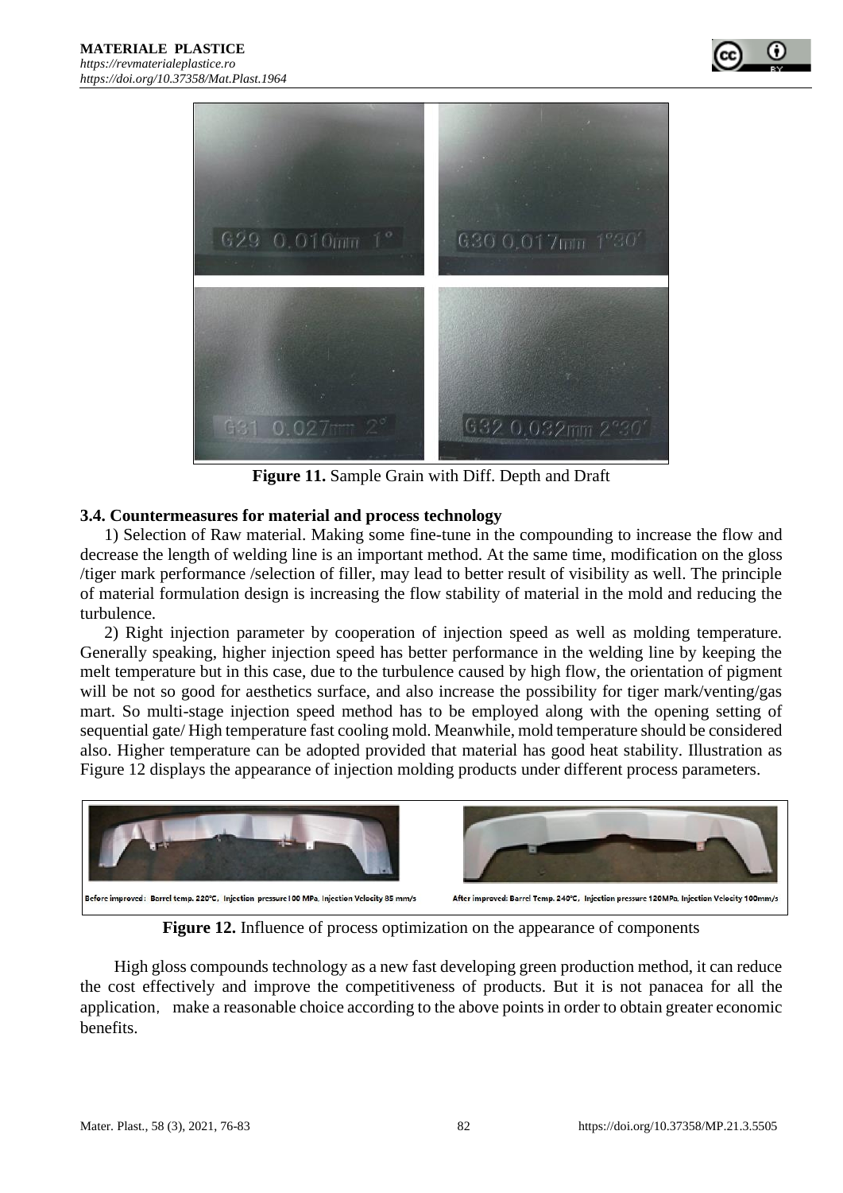**Figure 11.** Sample Grain with Diff. Depth and Draft

### 3.4. Countermeasures for material and process technology

1) Selection of Raw material. Making some fine-tune in the compounding to increase the flow and decrease the length of welding line is an important method. At the same time, modification on the gloss /tiger mark performance /selection of filler, may lead to better result of visibility as well. The principle of material formulation design is increasing the flow stability of material in the mold and reducing the turbulence.

2) Right injection parameter by cooperation of injection speed as well as molding temperature. Generally speaking, higher injection speed has better performance in the welding line by keeping the melt temperature but in this case, due to the turbulence caused by high flow, the orientation of pigment will be not so good for aesthetics surface, and also increase the possibility for tiger mark/venting/gas mart. So multi-stage injection speed method has to be employed along with the opening setting of sequential gate/ High temperature fast cooling mold. Meanwhile, mold temperature should be considered also. Higher temperature can be adopted provided that material has good heat stability. Illustration as Figure 12 displays the appearance of injection molding products under different process parameters.

Before improved: Barrel temp. 220°C, Injection pressure 100 MPa, Injection Velocity 85 mm/s

After improved: Barrel Temp. 240°C, Injection pressure 120MPa, Injection Velocity 100mm/s

**Figure 12.** Influence of process optimization on the appearance of components

High gloss compounds technology as a new fast developing green production method, it can reduce the cost effectively and improve the competitiveness of products. But it is not panacea for all the application, make a reasonable choice according to the above points in order to obtain greater economic benefits.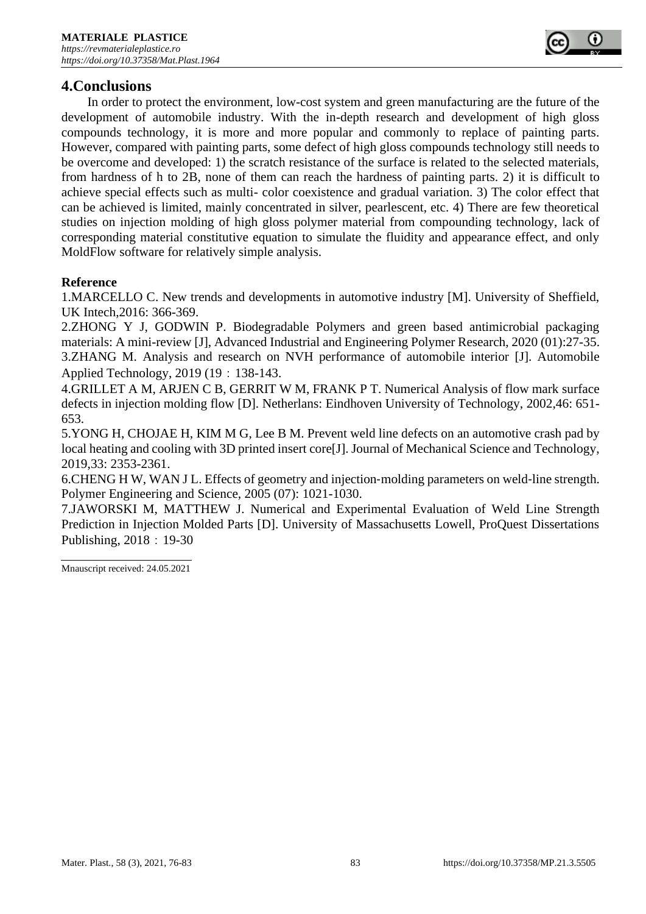## 4.Conclusions

In order to protect the environment, low-cost system and green manufacturing are the future of the development of automobile industry. With the in-depth research and development of high gloss compounds technology, it is more and more popular and commonly to replace of painting parts. However, compared with painting parts, some defect of high gloss compounds technology still needs to be overcome and developed: 1) the scratch resistance of the surface is related to the selected materials, from hardness of h to 2B, none of them can reach the hardness of painting parts. 2) it is difficult to achieve special effects such as multi- color coexistence and gradual variation. 3) The color effect that can be achieved is limited, mainly concentrated in silver, pearlescent, etc. 4) There are few theoretical studies on injection molding of high gloss polymer material from compounding technology, lack of corresponding material constitutive equation to simulate the fluidity and appearance effect, and only MoldFlow software for relatively simple analysis.

**Reference**

1.MARCELLO C. New trends and developments in automotive industry [M]. University of Sheffield, UK Intech,2016: 366-369.
2.ZHONG Y J, GODWIN P. Biodegradable Polymers and green based antimicrobial packaging materials: A mini-review [J], Advanced Industrial and Engineering Polymer Research, 2020 (01):27-35.
3.ZHANG M. Analysis and research on NVH performance of automobile interior [J]. Automobile Applied Technology, 2019 (19：138-143.
4.GRILLET A M, ARJEN C B, GERRIT W M, FRANK P T. Numerical Analysis of flow mark surface defects in injection molding flow [D]. Netherlans: Eindhoven University of Technology, 2002,46: 651-653.
5.YONG H, CHOJAE H, KIM M G, Lee B M. Prevent weld line defects on an automotive crash pad by local heating and cooling with 3D printed insert core[J]. Journal of Mechanical Science and Technology, 2019,33: 2353-2361.
6.CHENG H W, WAN J L. Effects of geometry and injection-molding parameters on weld-line strength. Polymer Engineering and Science, 2005 (07): 1021-1030.
7.JAWORSKI M, MATTHEW J. Numerical and Experimental Evaluation of Weld Line Strength Prediction in Injection Molded Parts [D]. University of Massachusetts Lowell, ProQuest Dissertations Publishing, 2018：19-30

Mnauscript received: 24.05.2021